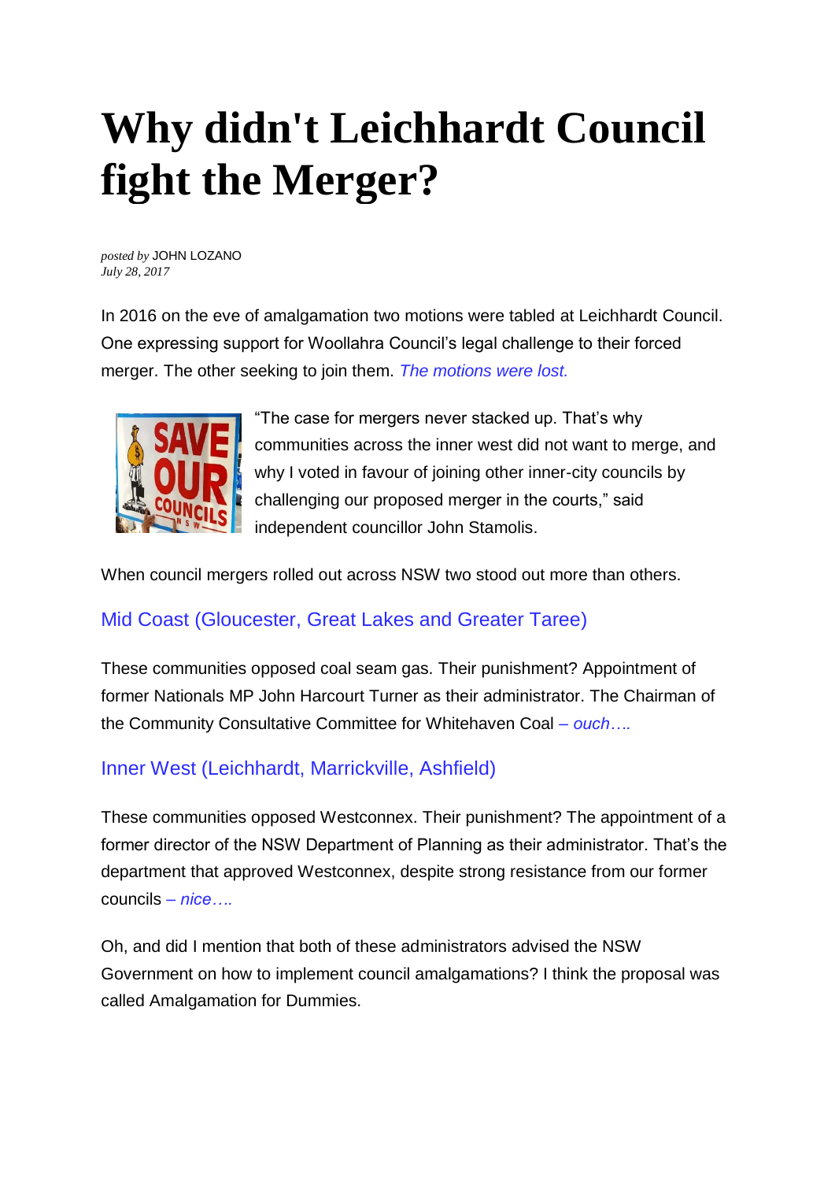# Why didn't Leichhardt Council fight the Merger?

*posted by* JOHN LOZANO
*July 28, 2017*

In 2016 on the eve of amalgamation two motions were tabled at Leichhardt Council. One expressing support for Woollahra Council's legal challenge to their forced merger. The other seeking to join them. *The motions were lost.*

"The case for mergers never stacked up. That's why communities across the inner west did not want to merge, and why I voted in favour of joining other inner-city councils by challenging our proposed merger in the courts," said independent councillor John Stamolis.

When council mergers rolled out across NSW two stood out more than others.

## Mid Coast (Gloucester, Great Lakes and Greater Taree)

These communities opposed coal seam gas. Their punishment? Appointment of former Nationals MP John Harcourt Turner as their administrator. The Chairman of the Community Consultative Committee for Whitehaven Coal – *ouch….*

## Inner West (Leichhardt, Marrickville, Ashfield)

These communities opposed Westconnex. Their punishment? The appointment of a former director of the NSW Department of Planning as their administrator. That's the department that approved Westconnex, despite strong resistance from our former councils – *nice….*

Oh, and did I mention that both of these administrators advised the NSW Government on how to implement council amalgamations? I think the proposal was called Amalgamation for Dummies.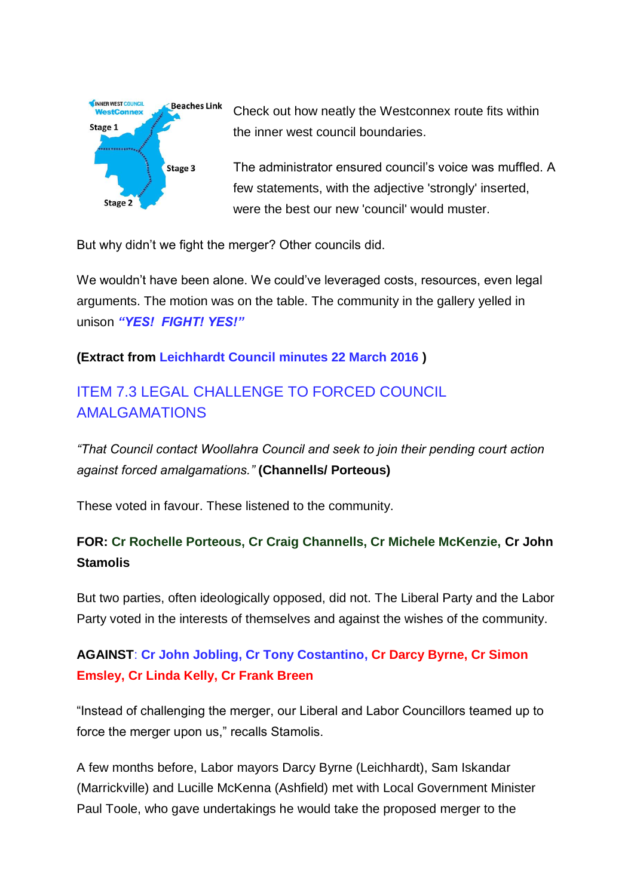Check out how neatly the Westconnex route fits within the inner west council boundaries.

The administrator ensured council's voice was muffled. A few statements, with the adjective 'strongly' inserted, were the best our new 'council' would muster.

But why didn't we fight the merger? Other councils did.

We wouldn't have been alone. We could've leveraged costs, resources, even legal arguments. The motion was on the table. The community in the gallery yelled in unison ***"YES! FIGHT! YES!"***

**(Extract from Leichhardt Council minutes 22 March 2016 )**

## ITEM 7.3 LEGAL CHALLENGE TO FORCED COUNCIL AMALGAMATIONS

*"That Council contact Woollahra Council and seek to join their pending court action against forced amalgamations."* **(Channells/ Porteous)**

These voted in favour. These listened to the community.

**FOR: Cr Rochelle Porteous, Cr Craig Channells, Cr Michele McKenzie, Cr John Stamolis**

But two parties, often ideologically opposed, did not. The Liberal Party and the Labor Party voted in the interests of themselves and against the wishes of the community.

**AGAINST: Cr John Jobling, Cr Tony Costantino, Cr Darcy Byrne, Cr Simon Emsley, Cr Linda Kelly, Cr Frank Breen**

"Instead of challenging the merger, our Liberal and Labor Councillors teamed up to force the merger upon us," recalls Stamolis.

A few months before, Labor mayors Darcy Byrne (Leichhardt), Sam Iskandar (Marrickville) and Lucille McKenna (Ashfield) met with Local Government Minister Paul Toole, who gave undertakings he would take the proposed merger to the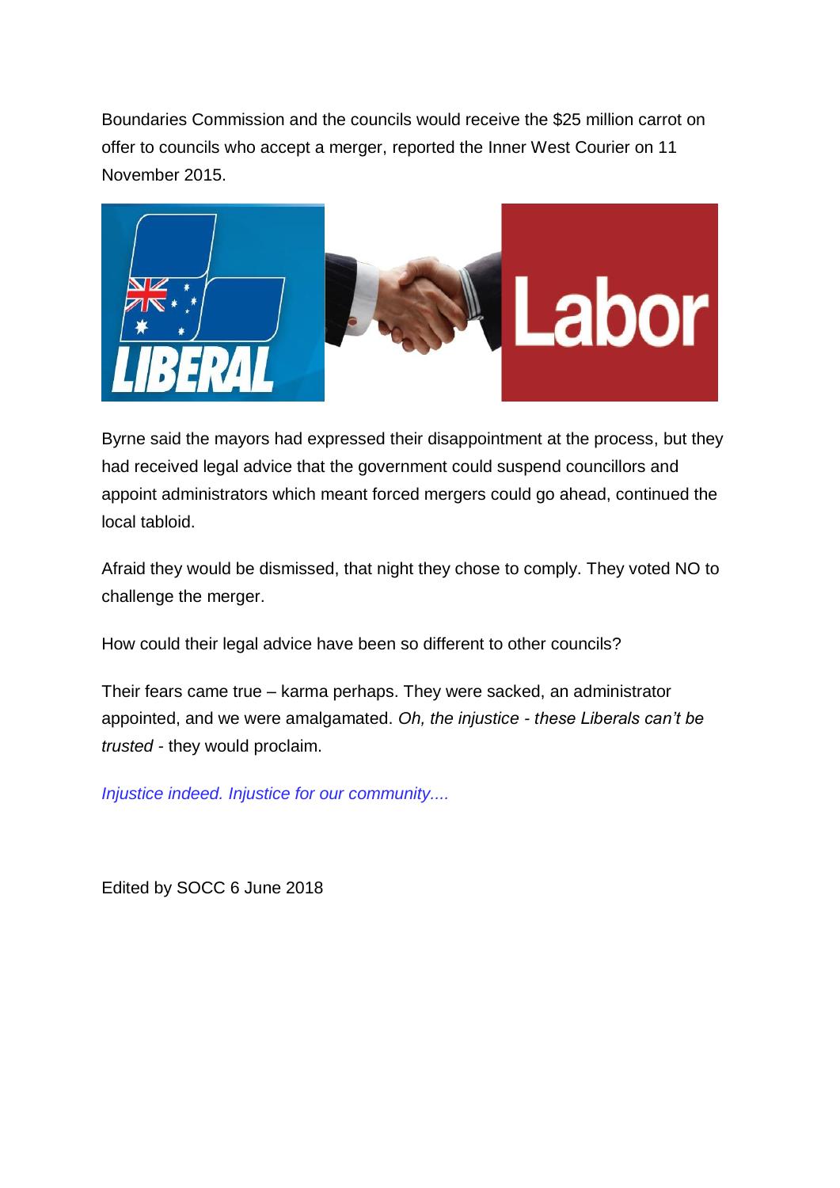Boundaries Commission and the councils would receive the $25 million carrot on offer to councils who accept a merger, reported the Inner West Courier on 11 November 2015.

Byrne said the mayors had expressed their disappointment at the process, but they had received legal advice that the government could suspend councillors and appoint administrators which meant forced mergers could go ahead, continued the local tabloid.

Afraid they would be dismissed, that night they chose to comply. They voted NO to challenge the merger.

How could their legal advice have been so different to other councils?

Their fears came true – karma perhaps. They were sacked, an administrator appointed, and we were amalgamated. *Oh, the injustice - these Liberals can't be trusted* - they would proclaim.

*Injustice indeed. Injustice for our community....*

Edited by SOCC 6 June 2018